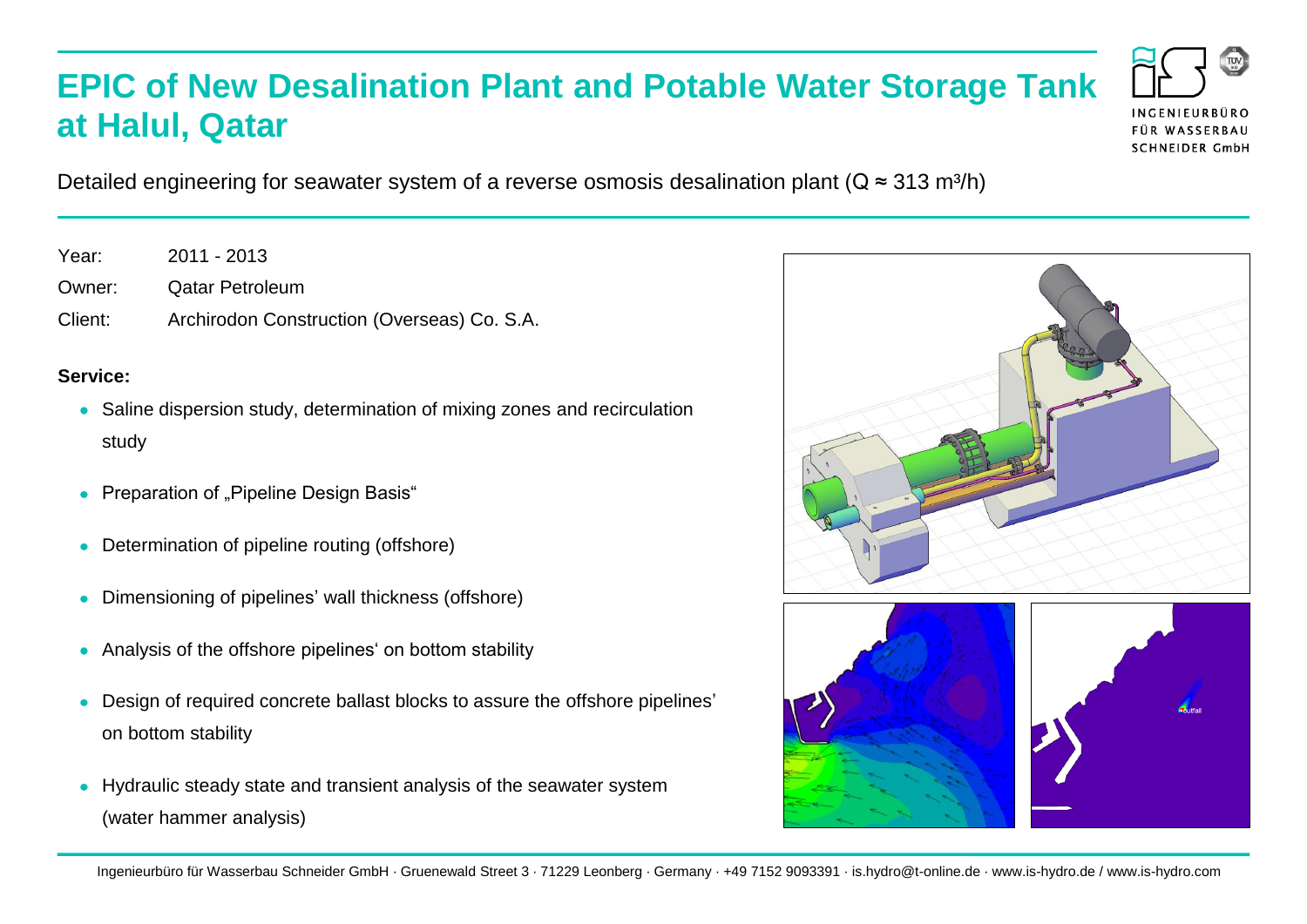# EPIC of New Desalination Plant and Potable Water Storage Tank at Halul, Qatar

Detailed engineering for seawater system of a reverse osmosis desalination plant (Q ≈ 313 m³/h)

Year: 2011 - 2013

Owner: Qatar Petroleum

Client: Archirodon Construction (Overseas) Co. S.A.

**Service:**

- Saline dispersion study, determination of mixing zones and recirculation study
- Preparation of „Pipeline Design Basis“
- Determination of pipeline routing (offshore)
- Dimensioning of pipelines' wall thickness (offshore)
- Analysis of the offshore pipelines' on bottom stability
- Design of required concrete ballast blocks to assure the offshore pipelines' on bottom stability
- Hydraulic steady state and transient analysis of the seawater system (water hammer analysis)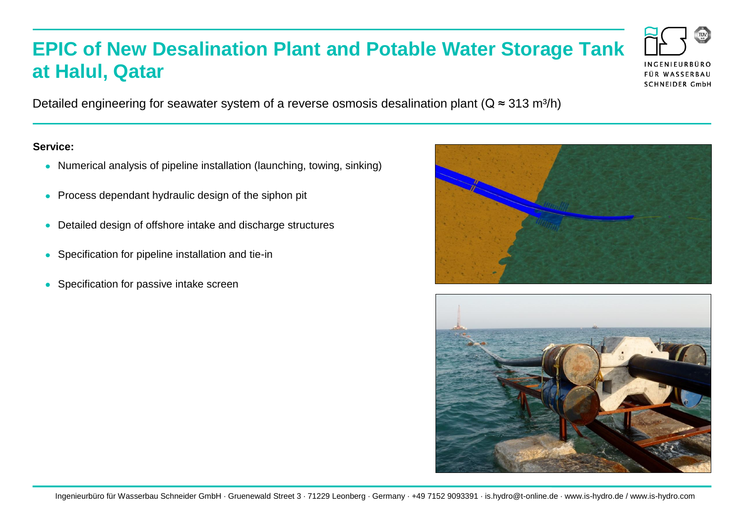# EPIC of New Desalination Plant and Potable Water Storage Tank at Halul, Qatar

Detailed engineering for seawater system of a reverse osmosis desalination plant (Q ≈ 313 m³/h)

**Service:**

- Numerical analysis of pipeline installation (launching, towing, sinking)
- Process dependant hydraulic design of the siphon pit
- Detailed design of offshore intake and discharge structures
- Specification for pipeline installation and tie-in
- Specification for passive intake screen

Ingenieurbüro für Wasserbau Schneider GmbH · Gruenewald Street 3 · 71229 Leonberg · Germany · +49 7152 9093391 · is.hydro@t-online.de · www.is-hydro.de / www.is-hydro.com